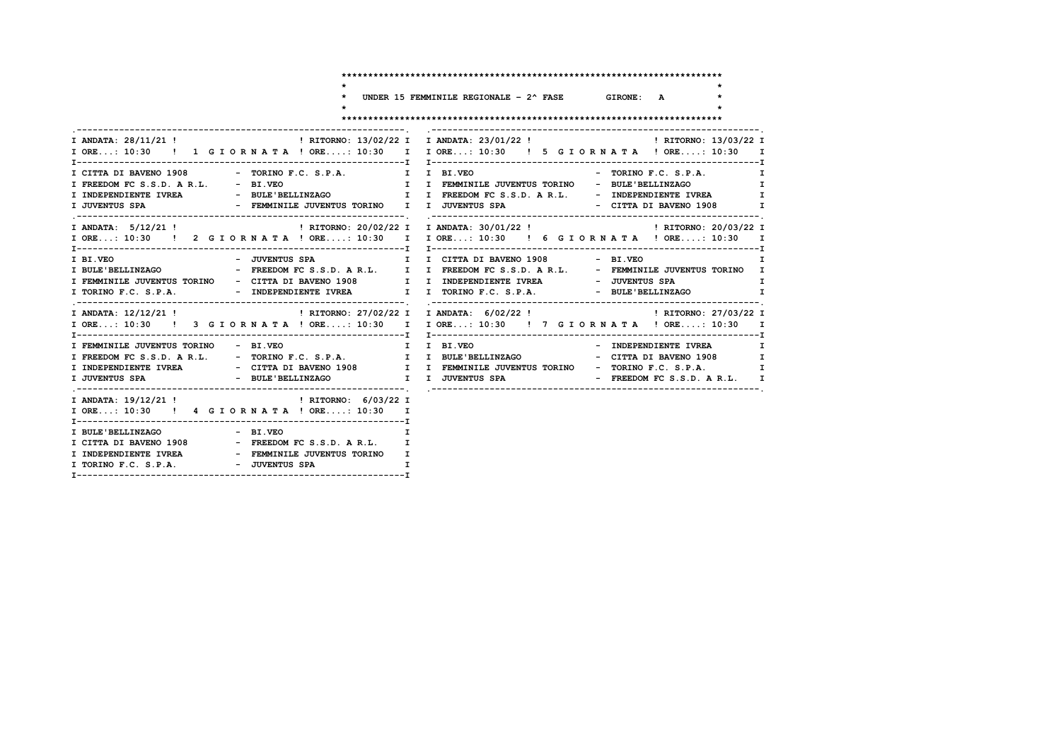# UNDER 15 FEMMINILE REGIONALE - 2^ FASE — GIRONE: A

## 1 GIORNATA

ANDATA: 28/11/21 — ORE...: 10:30 | RITORNO: 13/02/22 — ORE....: 10:30

| Casa | Ospite |
|---|---|
| CITTA DI BAVENO 1908 | TORINO F.C. S.P.A. |
| FREEDOM FC S.S.D. A R.L. | BI.VEO |
| INDEPENDIENTE IVREA | BULE'BELLINZAGO |
| JUVENTUS SPA | FEMMINILE JUVENTUS TORINO |

## 2 GIORNATA

ANDATA: 5/12/21 — ORE...: 10:30 | RITORNO: 20/02/22 — ORE....: 10:30

| Casa | Ospite |
|---|---|
| BI.VEO | JUVENTUS SPA |
| BULE'BELLINZAGO | FREEDOM FC S.S.D. A R.L. |
| FEMMINILE JUVENTUS TORINO | CITTA DI BAVENO 1908 |
| TORINO F.C. S.P.A. | INDEPENDIENTE IVREA |

## 3 GIORNATA

ANDATA: 12/12/21 — ORE...: 10:30 | RITORNO: 27/02/22 — ORE....: 10:30

| Casa | Ospite |
|---|---|
| FEMMINILE JUVENTUS TORINO | BI.VEO |
| FREEDOM FC S.S.D. A R.L. | TORINO F.C. S.P.A. |
| INDEPENDIENTE IVREA | CITTA DI BAVENO 1908 |
| JUVENTUS SPA | BULE'BELLINZAGO |

## 4 GIORNATA

ANDATA: 19/12/21 — ORE...: 10:30 | RITORNO: 6/03/22 — ORE....: 10:30

| Casa | Ospite |
|---|---|
| BULE'BELLINZAGO | BI.VEO |
| CITTA DI BAVENO 1908 | FREEDOM FC S.S.D. A R.L. |
| INDEPENDIENTE IVREA | FEMMINILE JUVENTUS TORINO |
| TORINO F.C. S.P.A. | JUVENTUS SPA |

## 5 GIORNATA

ANDATA: 23/01/22 — ORE...: 10:30 | RITORNO: 13/03/22 — ORE....: 10:30

| Casa | Ospite |
|---|---|
| BI.VEO | TORINO F.C. S.P.A. |
| FEMMINILE JUVENTUS TORINO | BULE'BELLINZAGO |
| FREEDOM FC S.S.D. A R.L. | INDEPENDIENTE IVREA |
| JUVENTUS SPA | CITTA DI BAVENO 1908 |

## 6 GIORNATA

ANDATA: 30/01/22 — ORE...: 10:30 | RITORNO: 20/03/22 — ORE....: 10:30

| Casa | Ospite |
|---|---|
| CITTA DI BAVENO 1908 | BI.VEO |
| FREEDOM FC S.S.D. A R.L. | FEMMINILE JUVENTUS TORINO |
| INDEPENDIENTE IVREA | JUVENTUS SPA |
| TORINO F.C. S.P.A. | BULE'BELLINZAGO |

## 7 GIORNATA

ANDATA: 6/02/22 — ORE...: 10:30 | RITORNO: 27/03/22 — ORE....: 10:30

| Casa | Ospite |
|---|---|
| BI.VEO | INDEPENDIENTE IVREA |
| BULE'BELLINZAGO | CITTA DI BAVENO 1908 |
| FEMMINILE JUVENTUS TORINO | TORINO F.C. S.P.A. |
| JUVENTUS SPA | FREEDOM FC S.S.D. A R.L. |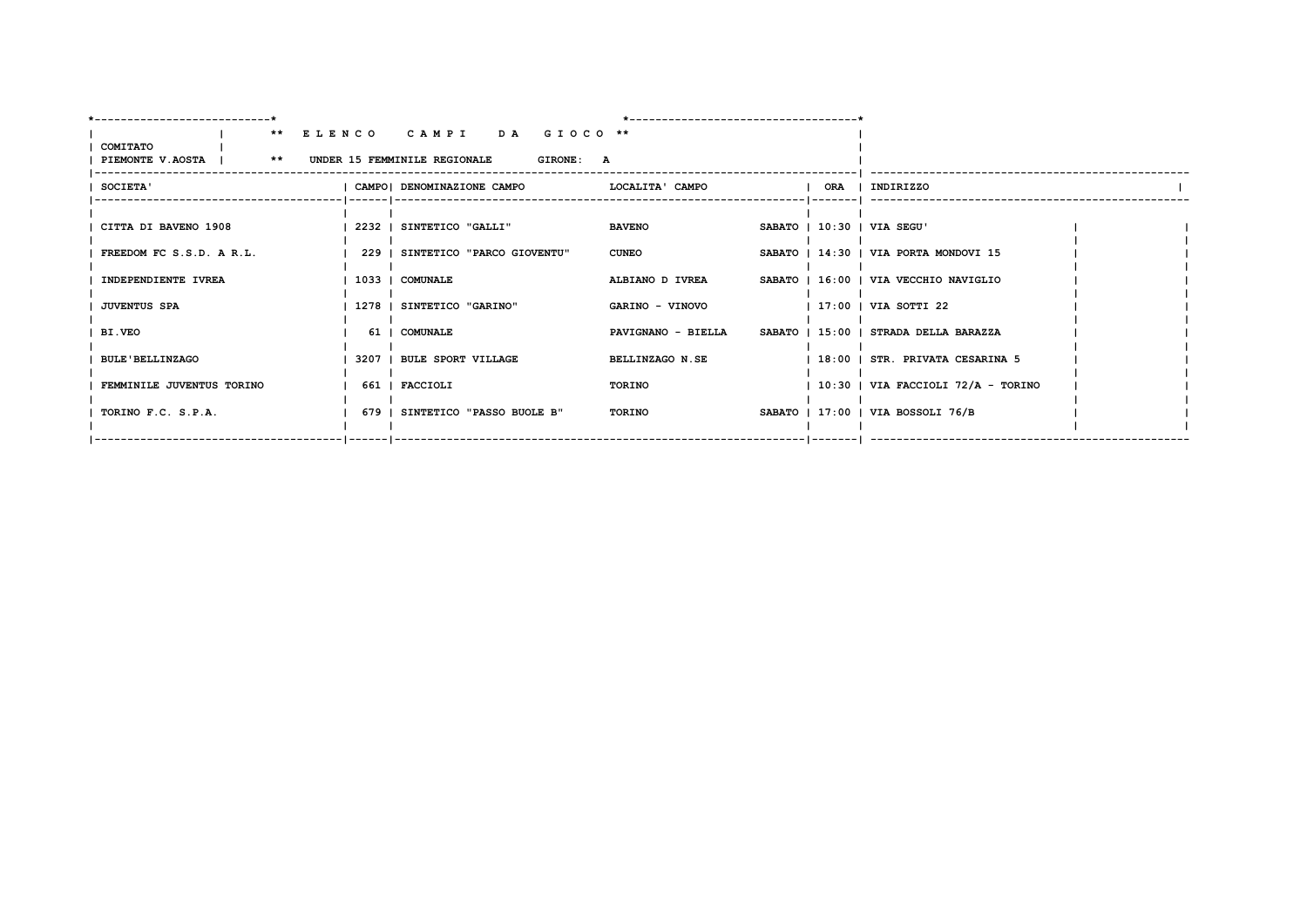**COMITATO PIEMONTE V.AOSTA**

## ** E L E N C O   C A M P I   D A   G I O C O **

**** UNDER 15 FEMMINILE REGIONALE   GIRONE: A**

| SOCIETA' | CAMPO | DENOMINAZIONE CAMPO | LOCALITA' CAMPO | | ORA | INDIRIZZO |
|---|---|---|---|---|---|---|
| CITTA DI BAVENO 1908 | 2232 | SINTETICO "GALLI" | BAVENO | SABATO | 10:30 | VIA SEGU' |
| FREEDOM FC S.S.D. A R.L. | 229 | SINTETICO "PARCO GIOVENTU" | CUNEO | SABATO | 14:30 | VIA PORTA MONDOVI 15 |
| INDEPENDIENTE IVREA | 1033 | COMUNALE | ALBIANO D IVREA | SABATO | 16:00 | VIA VECCHIO NAVIGLIO |
| JUVENTUS SPA | 1278 | SINTETICO "GARINO" | GARINO - VINOVO | | 17:00 | VIA SOTTI 22 |
| BI.VEO | 61 | COMUNALE | PAVIGNANO - BIELLA | SABATO | 15:00 | STRADA DELLA BARAZZA |
| BULE'BELLINZAGO | 3207 | BULE SPORT VILLAGE | BELLINZAGO N.SE | | 18:00 | STR. PRIVATA CESARINA 5 |
| FEMMINILE JUVENTUS TORINO | 661 | FACCIOLI | TORINO | | 10:30 | VIA FACCIOLI 72/A - TORINO |
| TORINO F.C. S.P.A. | 679 | SINTETICO "PASSO BUOLE B" | TORINO | SABATO | 17:00 | VIA BOSSOLI 76/B |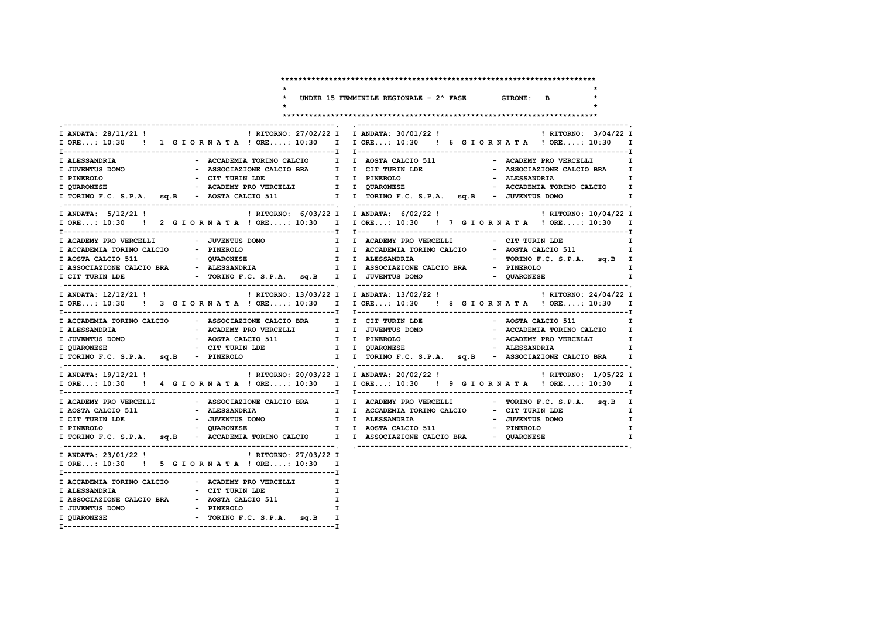# UNDER 15 FEMMINILE REGIONALE - 2^ FASE — GIRONE: B

## 1 GIORNATA

ANDATA: 28/11/21 — ORE...: 10:30 | RITORNO: 27/02/22 — ORE....: 10:30

| Casa | Ospite |
|---|---|
| ALESSANDRIA | ACCADEMIA TORINO CALCIO |
| JUVENTUS DOMO | ASSOCIAZIONE CALCIO BRA |
| PINEROLO | CIT TURIN LDE |
| QUARONESE | ACADEMY PRO VERCELLI |
| TORINO F.C. S.P.A. sq.B | AOSTA CALCIO 511 |

## 2 GIORNATA

ANDATA: 5/12/21 — ORE...: 10:30 | RITORNO: 6/03/22 — ORE....: 10:30

| Casa | Ospite |
|---|---|
| ACADEMY PRO VERCELLI | JUVENTUS DOMO |
| ACCADEMIA TORINO CALCIO | PINEROLO |
| AOSTA CALCIO 511 | QUARONESE |
| ASSOCIAZIONE CALCIO BRA | ALESSANDRIA |
| CIT TURIN LDE | TORINO F.C. S.P.A. sq.B |

## 3 GIORNATA

ANDATA: 12/12/21 — ORE...: 10:30 | RITORNO: 13/03/22 — ORE....: 10:30

| Casa | Ospite |
|---|---|
| ACCADEMIA TORINO CALCIO | ASSOCIAZIONE CALCIO BRA |
| ALESSANDRIA | ACADEMY PRO VERCELLI |
| JUVENTUS DOMO | AOSTA CALCIO 511 |
| QUARONESE | CIT TURIN LDE |
| TORINO F.C. S.P.A. sq.B | PINEROLO |

## 4 GIORNATA

ANDATA: 19/12/21 — ORE...: 10:30 | RITORNO: 20/03/22 — ORE....: 10:30

| Casa | Ospite |
|---|---|
| ACADEMY PRO VERCELLI | ASSOCIAZIONE CALCIO BRA |
| AOSTA CALCIO 511 | ALESSANDRIA |
| CIT TURIN LDE | JUVENTUS DOMO |
| PINEROLO | QUARONESE |
| TORINO F.C. S.P.A. sq.B | ACCADEMIA TORINO CALCIO |

## 5 GIORNATA

ANDATA: 23/01/22 — ORE...: 10:30 | RITORNO: 27/03/22 — ORE....: 10:30

| Casa | Ospite |
|---|---|
| ACCADEMIA TORINO CALCIO | ACADEMY PRO VERCELLI |
| ALESSANDRIA | CIT TURIN LDE |
| ASSOCIAZIONE CALCIO BRA | AOSTA CALCIO 511 |
| JUVENTUS DOMO | PINEROLO |
| QUARONESE | TORINO F.C. S.P.A. sq.B |

## 6 GIORNATA

ANDATA: 30/01/22 — ORE...: 10:30 | RITORNO: 3/04/22 — ORE....: 10:30

| Casa | Ospite |
|---|---|
| AOSTA CALCIO 511 | ACADEMY PRO VERCELLI |
| CIT TURIN LDE | ASSOCIAZIONE CALCIO BRA |
| PINEROLO | ALESSANDRIA |
| QUARONESE | ACCADEMIA TORINO CALCIO |
| TORINO F.C. S.P.A. sq.B | JUVENTUS DOMO |

## 7 GIORNATA

ANDATA: 6/02/22 — ORE...: 10:30 | RITORNO: 10/04/22 — ORE....: 10:30

| Casa | Ospite |
|---|---|
| ACADEMY PRO VERCELLI | CIT TURIN LDE |
| ACCADEMIA TORINO CALCIO | AOSTA CALCIO 511 |
| ALESSANDRIA | TORINO F.C. S.P.A. sq.B |
| ASSOCIAZIONE CALCIO BRA | PINEROLO |
| JUVENTUS DOMO | QUARONESE |

## 8 GIORNATA

ANDATA: 13/02/22 — ORE...: 10:30 | RITORNO: 24/04/22 — ORE....: 10:30

| Casa | Ospite |
|---|---|
| CIT TURIN LDE | AOSTA CALCIO 511 |
| JUVENTUS DOMO | ACCADEMIA TORINO CALCIO |
| PINEROLO | ACADEMY PRO VERCELLI |
| QUARONESE | ALESSANDRIA |
| TORINO F.C. S.P.A. sq.B | ASSOCIAZIONE CALCIO BRA |

## 9 GIORNATA

ANDATA: 20/02/22 — ORE...: 10:30 | RITORNO: 1/05/22 — ORE....: 10:30

| Casa | Ospite |
|---|---|
| ACADEMY PRO VERCELLI | TORINO F.C. S.P.A. sq.B |
| ACCADEMIA TORINO CALCIO | CIT TURIN LDE |
| ALESSANDRIA | JUVENTUS DOMO |
| AOSTA CALCIO 511 | PINEROLO |
| ASSOCIAZIONE CALCIO BRA | QUARONESE |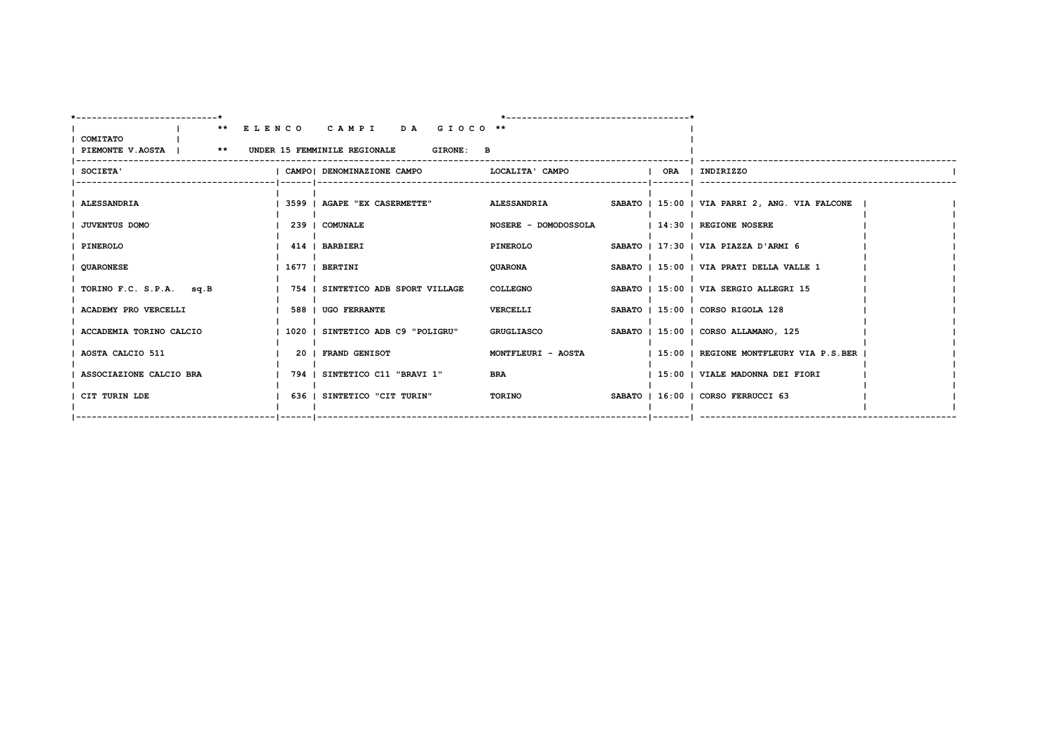**\*\* E L E N C O C A M P I D A G I O C O \*\***

COMITATO PIEMONTE V.AOSTA

**\*\* UNDER 15 FEMMINILE REGIONALE GIRONE: B**

| SOCIETA' | CAMPO | DENOMINAZIONE CAMPO | LOCALITA' CAMPO | | ORA | INDIRIZZO |
|---|---|---|---|---|---|---|
| ALESSANDRIA | 3599 | AGAPE "EX CASERMETTE" | ALESSANDRIA | SABATO | 15:00 | VIA PARRI 2, ANG. VIA FALCONE |
| JUVENTUS DOMO | 239 | COMUNALE | NOSERE - DOMODOSSOLA | | 14:30 | REGIONE NOSERE |
| PINEROLO | 414 | BARBIERI | PINEROLO | SABATO | 17:30 | VIA PIAZZA D'ARMI 6 |
| QUARONESE | 1677 | BERTINI | QUARONA | SABATO | 15:00 | VIA PRATI DELLA VALLE 1 |
| TORINO F.C. S.P.A. sq.B | 754 | SINTETICO ADB SPORT VILLAGE | COLLEGNO | SABATO | 15:00 | VIA SERGIO ALLEGRI 15 |
| ACADEMY PRO VERCELLI | 588 | UGO FERRANTE | VERCELLI | SABATO | 15:00 | CORSO RIGOLA 128 |
| ACCADEMIA TORINO CALCIO | 1020 | SINTETICO ADB C9 "POLIGRU" | GRUGLIASCO | SABATO | 15:00 | CORSO ALLAMANO, 125 |
| AOSTA CALCIO 511 | 20 | FRAND GENISOT | MONTFLEURI - AOSTA | | 15:00 | REGIONE MONTFLEURY VIA P.S.BER |
| ASSOCIAZIONE CALCIO BRA | 794 | SINTETICO C11 "BRAVI 1" | BRA | | 15:00 | VIALE MADONNA DEI FIORI |
| CIT TURIN LDE | 636 | SINTETICO "CIT TURIN" | TORINO | SABATO | 16:00 | CORSO FERRUCCI 63 |